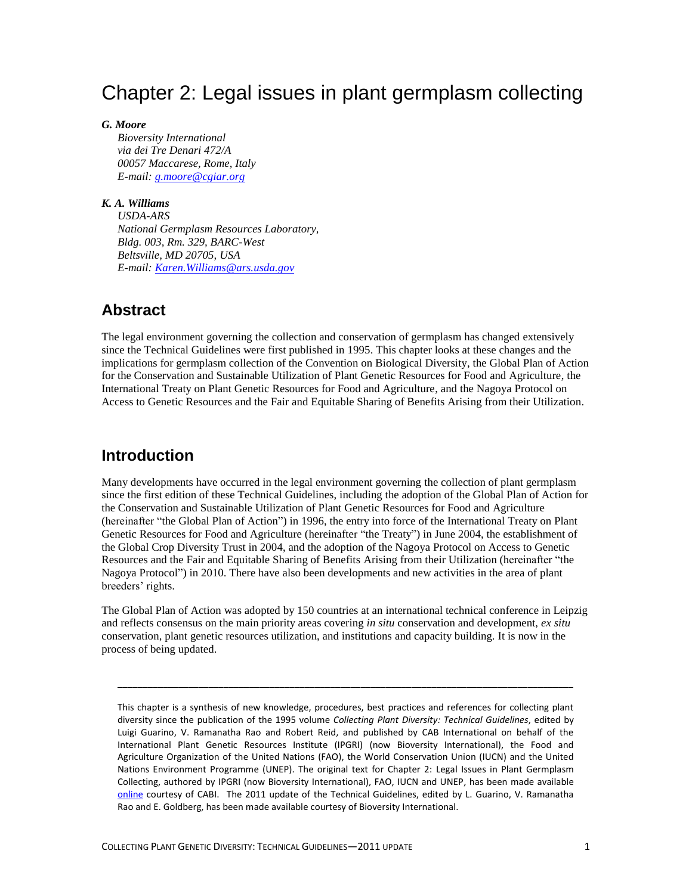# Chapter 2: Legal issues in plant germplasm collecting

***G. Moore***

*Bioversity International*
*via dei Tre Denari 472/A*
*00057 Maccarese, Rome, Italy*
*E-mail: g.moore@cgiar.org*

***K. A. Williams***

*USDA-ARS*
*National Germplasm Resources Laboratory,*
*Bldg. 003, Rm. 329, BARC-West*
*Beltsville, MD 20705, USA*
*E-mail: Karen.Williams@ars.usda.gov*

## Abstract

The legal environment governing the collection and conservation of germplasm has changed extensively since the Technical Guidelines were first published in 1995. This chapter looks at these changes and the implications for germplasm collection of the Convention on Biological Diversity, the Global Plan of Action for the Conservation and Sustainable Utilization of Plant Genetic Resources for Food and Agriculture, the International Treaty on Plant Genetic Resources for Food and Agriculture, and the Nagoya Protocol on Access to Genetic Resources and the Fair and Equitable Sharing of Benefits Arising from their Utilization.

## Introduction

Many developments have occurred in the legal environment governing the collection of plant germplasm since the first edition of these Technical Guidelines, including the adoption of the Global Plan of Action for the Conservation and Sustainable Utilization of Plant Genetic Resources for Food and Agriculture (hereinafter "the Global Plan of Action") in 1996, the entry into force of the International Treaty on Plant Genetic Resources for Food and Agriculture (hereinafter "the Treaty") in June 2004, the establishment of the Global Crop Diversity Trust in 2004, and the adoption of the Nagoya Protocol on Access to Genetic Resources and the Fair and Equitable Sharing of Benefits Arising from their Utilization (hereinafter "the Nagoya Protocol") in 2010. There have also been developments and new activities in the area of plant breeders' rights.

The Global Plan of Action was adopted by 150 countries at an international technical conference in Leipzig and reflects consensus on the main priority areas covering *in situ* conservation and development, *ex situ* conservation, plant genetic resources utilization, and institutions and capacity building. It is now in the process of being updated.

---

This chapter is a synthesis of new knowledge, procedures, best practices and references for collecting plant diversity since the publication of the 1995 volume *Collecting Plant Diversity: Technical Guidelines*, edited by Luigi Guarino, V. Ramanatha Rao and Robert Reid, and published by CAB International on behalf of the International Plant Genetic Resources Institute (IPGRI) (now Bioversity International), the Food and Agriculture Organization of the United Nations (FAO), the World Conservation Union (IUCN) and the United Nations Environment Programme (UNEP). The original text for Chapter 2: Legal Issues in Plant Germplasm Collecting, authored by IPGRI (now Bioversity International), FAO, IUCN and UNEP, has been made available online courtesy of CABI. The 2011 update of the Technical Guidelines, edited by L. Guarino, V. Ramanatha Rao and E. Goldberg, has been made available courtesy of Bioversity International.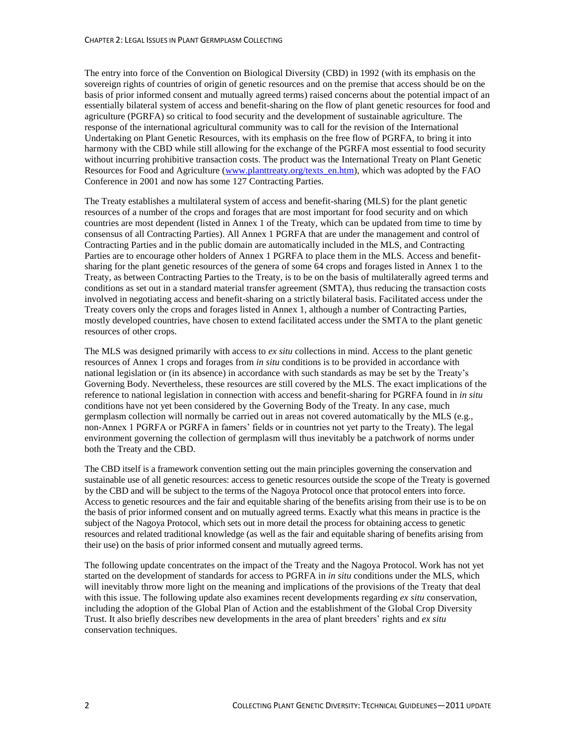The entry into force of the Convention on Biological Diversity (CBD) in 1992 (with its emphasis on the sovereign rights of countries of origin of genetic resources and on the premise that access should be on the basis of prior informed consent and mutually agreed terms) raised concerns about the potential impact of an essentially bilateral system of access and benefit-sharing on the flow of plant genetic resources for food and agriculture (PGRFA) so critical to food security and the development of sustainable agriculture. The response of the international agricultural community was to call for the revision of the International Undertaking on Plant Genetic Resources, with its emphasis on the free flow of PGRFA, to bring it into harmony with the CBD while still allowing for the exchange of the PGRFA most essential to food security without incurring prohibitive transaction costs. The product was the International Treaty on Plant Genetic Resources for Food and Agriculture ([www.planttreaty.org/texts_en.htm](www.planttreaty.org/texts_en.htm)), which was adopted by the FAO Conference in 2001 and now has some 127 Contracting Parties.

The Treaty establishes a multilateral system of access and benefit-sharing (MLS) for the plant genetic resources of a number of the crops and forages that are most important for food security and on which countries are most dependent (listed in Annex 1 of the Treaty, which can be updated from time to time by consensus of all Contracting Parties). All Annex 1 PGRFA that are under the management and control of Contracting Parties and in the public domain are automatically included in the MLS, and Contracting Parties are to encourage other holders of Annex 1 PGRFA to place them in the MLS. Access and benefit-sharing for the plant genetic resources of the genera of some 64 crops and forages listed in Annex 1 to the Treaty, as between Contracting Parties to the Treaty, is to be on the basis of multilaterally agreed terms and conditions as set out in a standard material transfer agreement (SMTA), thus reducing the transaction costs involved in negotiating access and benefit-sharing on a strictly bilateral basis. Facilitated access under the Treaty covers only the crops and forages listed in Annex 1, although a number of Contracting Parties, mostly developed countries, have chosen to extend facilitated access under the SMTA to the plant genetic resources of other crops.

The MLS was designed primarily with access to *ex situ* collections in mind. Access to the plant genetic resources of Annex 1 crops and forages from *in situ* conditions is to be provided in accordance with national legislation or (in its absence) in accordance with such standards as may be set by the Treaty's Governing Body. Nevertheless, these resources are still covered by the MLS. The exact implications of the reference to national legislation in connection with access and benefit-sharing for PGRFA found in *in situ* conditions have not yet been considered by the Governing Body of the Treaty. In any case, much germplasm collection will normally be carried out in areas not covered automatically by the MLS (e.g., non-Annex 1 PGRFA or PGRFA in famers' fields or in countries not yet party to the Treaty). The legal environment governing the collection of germplasm will thus inevitably be a patchwork of norms under both the Treaty and the CBD.

The CBD itself is a framework convention setting out the main principles governing the conservation and sustainable use of all genetic resources: access to genetic resources outside the scope of the Treaty is governed by the CBD and will be subject to the terms of the Nagoya Protocol once that protocol enters into force. Access to genetic resources and the fair and equitable sharing of the benefits arising from their use is to be on the basis of prior informed consent and on mutually agreed terms. Exactly what this means in practice is the subject of the Nagoya Protocol, which sets out in more detail the process for obtaining access to genetic resources and related traditional knowledge (as well as the fair and equitable sharing of benefits arising from their use) on the basis of prior informed consent and mutually agreed terms.

The following update concentrates on the impact of the Treaty and the Nagoya Protocol. Work has not yet started on the development of standards for access to PGRFA in *in situ* conditions under the MLS, which will inevitably throw more light on the meaning and implications of the provisions of the Treaty that deal with this issue. The following update also examines recent developments regarding *ex situ* conservation, including the adoption of the Global Plan of Action and the establishment of the Global Crop Diversity Trust. It also briefly describes new developments in the area of plant breeders' rights and *ex situ* conservation techniques.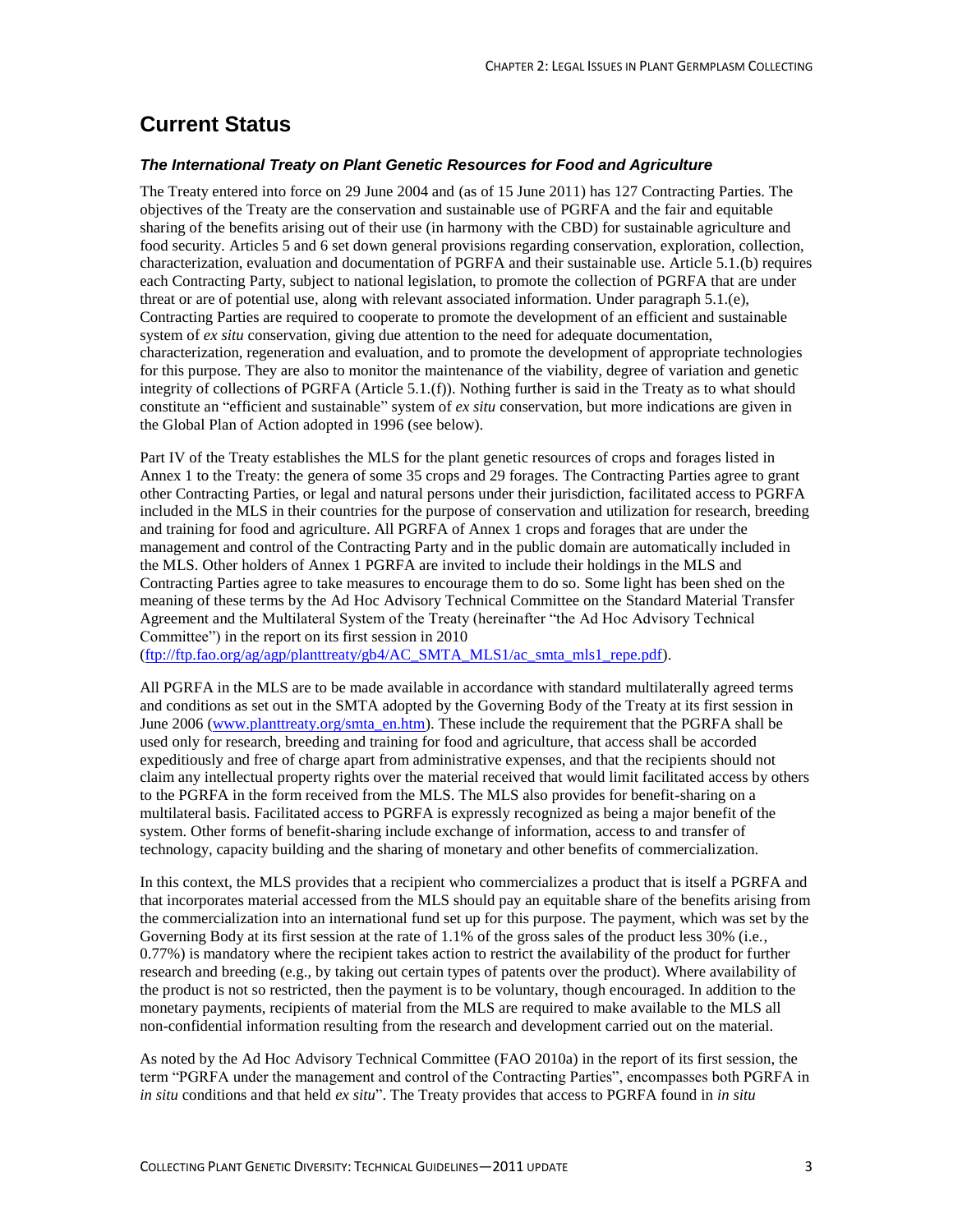## Current Status

### *The International Treaty on Plant Genetic Resources for Food and Agriculture*

The Treaty entered into force on 29 June 2004 and (as of 15 June 2011) has 127 Contracting Parties. The objectives of the Treaty are the conservation and sustainable use of PGRFA and the fair and equitable sharing of the benefits arising out of their use (in harmony with the CBD) for sustainable agriculture and food security. Articles 5 and 6 set down general provisions regarding conservation, exploration, collection, characterization, evaluation and documentation of PGRFA and their sustainable use. Article 5.1.(b) requires each Contracting Party, subject to national legislation, to promote the collection of PGRFA that are under threat or are of potential use, along with relevant associated information. Under paragraph 5.1.(e), Contracting Parties are required to cooperate to promote the development of an efficient and sustainable system of *ex situ* conservation, giving due attention to the need for adequate documentation, characterization, regeneration and evaluation, and to promote the development of appropriate technologies for this purpose. They are also to monitor the maintenance of the viability, degree of variation and genetic integrity of collections of PGRFA (Article 5.1.(f)). Nothing further is said in the Treaty as to what should constitute an "efficient and sustainable" system of *ex situ* conservation, but more indications are given in the Global Plan of Action adopted in 1996 (see below).

Part IV of the Treaty establishes the MLS for the plant genetic resources of crops and forages listed in Annex 1 to the Treaty: the genera of some 35 crops and 29 forages. The Contracting Parties agree to grant other Contracting Parties, or legal and natural persons under their jurisdiction, facilitated access to PGRFA included in the MLS in their countries for the purpose of conservation and utilization for research, breeding and training for food and agriculture. All PGRFA of Annex 1 crops and forages that are under the management and control of the Contracting Party and in the public domain are automatically included in the MLS. Other holders of Annex 1 PGRFA are invited to include their holdings in the MLS and Contracting Parties agree to take measures to encourage them to do so. Some light has been shed on the meaning of these terms by the Ad Hoc Advisory Technical Committee on the Standard Material Transfer Agreement and the Multilateral System of the Treaty (hereinafter "the Ad Hoc Advisory Technical Committee") in the report on its first session in 2010 (ftp://ftp.fao.org/ag/agp/planttreaty/gb4/AC_SMTA_MLS1/ac_smta_mls1_repe.pdf).

All PGRFA in the MLS are to be made available in accordance with standard multilaterally agreed terms and conditions as set out in the SMTA adopted by the Governing Body of the Treaty at its first session in June 2006 (www.planttreaty.org/smta_en.htm). These include the requirement that the PGRFA shall be used only for research, breeding and training for food and agriculture, that access shall be accorded expeditiously and free of charge apart from administrative expenses, and that the recipients should not claim any intellectual property rights over the material received that would limit facilitated access by others to the PGRFA in the form received from the MLS. The MLS also provides for benefit-sharing on a multilateral basis. Facilitated access to PGRFA is expressly recognized as being a major benefit of the system. Other forms of benefit-sharing include exchange of information, access to and transfer of technology, capacity building and the sharing of monetary and other benefits of commercialization.

In this context, the MLS provides that a recipient who commercializes a product that is itself a PGRFA and that incorporates material accessed from the MLS should pay an equitable share of the benefits arising from the commercialization into an international fund set up for this purpose. The payment, which was set by the Governing Body at its first session at the rate of 1.1% of the gross sales of the product less 30% (i.e., 0.77%) is mandatory where the recipient takes action to restrict the availability of the product for further research and breeding (e.g., by taking out certain types of patents over the product). Where availability of the product is not so restricted, then the payment is to be voluntary, though encouraged. In addition to the monetary payments, recipients of material from the MLS are required to make available to the MLS all non-confidential information resulting from the research and development carried out on the material.

As noted by the Ad Hoc Advisory Technical Committee (FAO 2010a) in the report of its first session, the term "PGRFA under the management and control of the Contracting Parties", encompasses both PGRFA in *in situ* conditions and that held *ex situ*". The Treaty provides that access to PGRFA found in *in situ*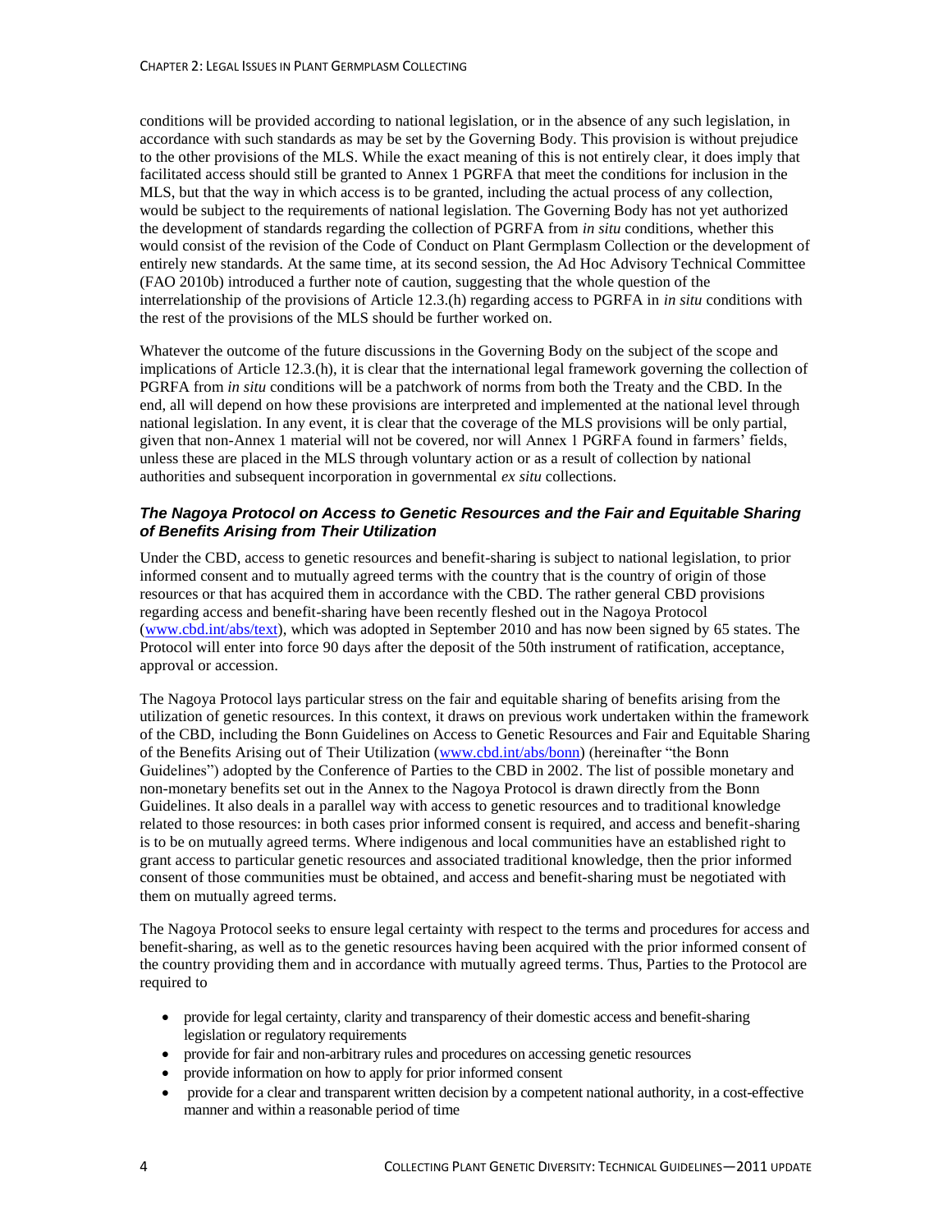conditions will be provided according to national legislation, or in the absence of any such legislation, in accordance with such standards as may be set by the Governing Body. This provision is without prejudice to the other provisions of the MLS. While the exact meaning of this is not entirely clear, it does imply that facilitated access should still be granted to Annex 1 PGRFA that meet the conditions for inclusion in the MLS, but that the way in which access is to be granted, including the actual process of any collection, would be subject to the requirements of national legislation. The Governing Body has not yet authorized the development of standards regarding the collection of PGRFA from *in situ* conditions, whether this would consist of the revision of the Code of Conduct on Plant Germplasm Collection or the development of entirely new standards. At the same time, at its second session, the Ad Hoc Advisory Technical Committee (FAO 2010b) introduced a further note of caution, suggesting that the whole question of the interrelationship of the provisions of Article 12.3.(h) regarding access to PGRFA in *in situ* conditions with the rest of the provisions of the MLS should be further worked on.

Whatever the outcome of the future discussions in the Governing Body on the subject of the scope and implications of Article 12.3.(h), it is clear that the international legal framework governing the collection of PGRFA from *in situ* conditions will be a patchwork of norms from both the Treaty and the CBD. In the end, all will depend on how these provisions are interpreted and implemented at the national level through national legislation. In any event, it is clear that the coverage of the MLS provisions will be only partial, given that non-Annex 1 material will not be covered, nor will Annex 1 PGRFA found in farmers' fields, unless these are placed in the MLS through voluntary action or as a result of collection by national authorities and subsequent incorporation in governmental *ex situ* collections.

### *The Nagoya Protocol on Access to Genetic Resources and the Fair and Equitable Sharing of Benefits Arising from Their Utilization*

Under the CBD, access to genetic resources and benefit-sharing is subject to national legislation, to prior informed consent and to mutually agreed terms with the country that is the country of origin of those resources or that has acquired them in accordance with the CBD. The rather general CBD provisions regarding access and benefit-sharing have been recently fleshed out in the Nagoya Protocol (www.cbd.int/abs/text), which was adopted in September 2010 and has now been signed by 65 states. The Protocol will enter into force 90 days after the deposit of the 50th instrument of ratification, acceptance, approval or accession.

The Nagoya Protocol lays particular stress on the fair and equitable sharing of benefits arising from the utilization of genetic resources. In this context, it draws on previous work undertaken within the framework of the CBD, including the Bonn Guidelines on Access to Genetic Resources and Fair and Equitable Sharing of the Benefits Arising out of Their Utilization (www.cbd.int/abs/bonn) (hereinafter "the Bonn Guidelines") adopted by the Conference of Parties to the CBD in 2002. The list of possible monetary and non-monetary benefits set out in the Annex to the Nagoya Protocol is drawn directly from the Bonn Guidelines. It also deals in a parallel way with access to genetic resources and to traditional knowledge related to those resources: in both cases prior informed consent is required, and access and benefit-sharing is to be on mutually agreed terms. Where indigenous and local communities have an established right to grant access to particular genetic resources and associated traditional knowledge, then the prior informed consent of those communities must be obtained, and access and benefit-sharing must be negotiated with them on mutually agreed terms.

The Nagoya Protocol seeks to ensure legal certainty with respect to the terms and procedures for access and benefit-sharing, as well as to the genetic resources having been acquired with the prior informed consent of the country providing them and in accordance with mutually agreed terms. Thus, Parties to the Protocol are required to

- provide for legal certainty, clarity and transparency of their domestic access and benefit-sharing legislation or regulatory requirements
- provide for fair and non-arbitrary rules and procedures on accessing genetic resources
- provide information on how to apply for prior informed consent
- provide for a clear and transparent written decision by a competent national authority, in a cost-effective manner and within a reasonable period of time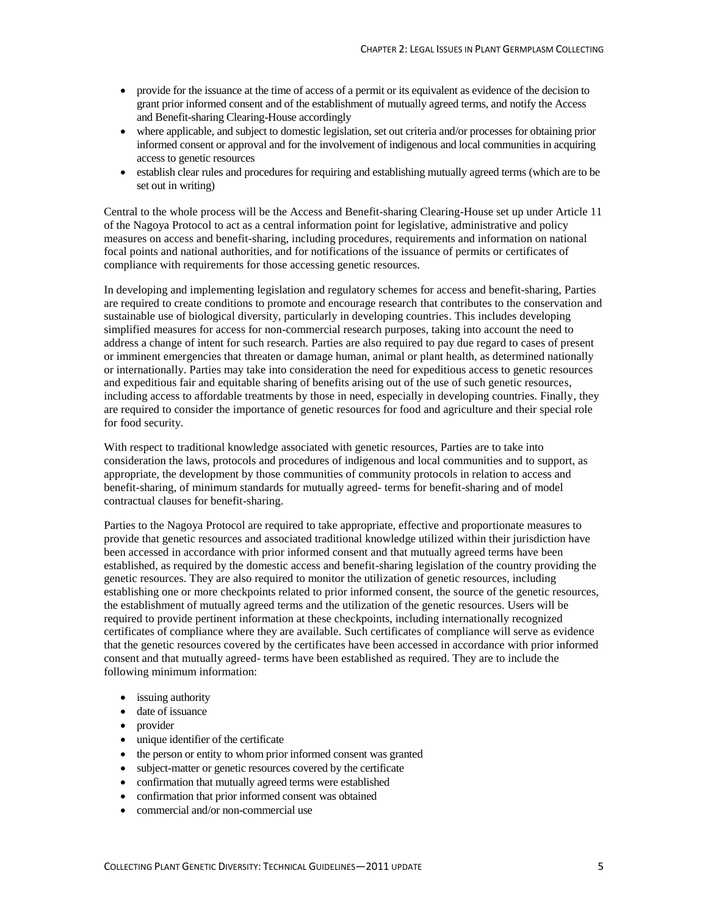- provide for the issuance at the time of access of a permit or its equivalent as evidence of the decision to grant prior informed consent and of the establishment of mutually agreed terms, and notify the Access and Benefit-sharing Clearing-House accordingly
- where applicable, and subject to domestic legislation, set out criteria and/or processes for obtaining prior informed consent or approval and for the involvement of indigenous and local communities in acquiring access to genetic resources
- establish clear rules and procedures for requiring and establishing mutually agreed terms (which are to be set out in writing)

Central to the whole process will be the Access and Benefit-sharing Clearing-House set up under Article 11 of the Nagoya Protocol to act as a central information point for legislative, administrative and policy measures on access and benefit-sharing, including procedures, requirements and information on national focal points and national authorities, and for notifications of the issuance of permits or certificates of compliance with requirements for those accessing genetic resources.

In developing and implementing legislation and regulatory schemes for access and benefit-sharing, Parties are required to create conditions to promote and encourage research that contributes to the conservation and sustainable use of biological diversity, particularly in developing countries. This includes developing simplified measures for access for non-commercial research purposes, taking into account the need to address a change of intent for such research. Parties are also required to pay due regard to cases of present or imminent emergencies that threaten or damage human, animal or plant health, as determined nationally or internationally. Parties may take into consideration the need for expeditious access to genetic resources and expeditious fair and equitable sharing of benefits arising out of the use of such genetic resources, including access to affordable treatments by those in need, especially in developing countries. Finally, they are required to consider the importance of genetic resources for food and agriculture and their special role for food security.

With respect to traditional knowledge associated with genetic resources, Parties are to take into consideration the laws, protocols and procedures of indigenous and local communities and to support, as appropriate, the development by those communities of community protocols in relation to access and benefit-sharing, of minimum standards for mutually agreed- terms for benefit-sharing and of model contractual clauses for benefit-sharing.

Parties to the Nagoya Protocol are required to take appropriate, effective and proportionate measures to provide that genetic resources and associated traditional knowledge utilized within their jurisdiction have been accessed in accordance with prior informed consent and that mutually agreed terms have been established, as required by the domestic access and benefit-sharing legislation of the country providing the genetic resources. They are also required to monitor the utilization of genetic resources, including establishing one or more checkpoints related to prior informed consent, the source of the genetic resources, the establishment of mutually agreed terms and the utilization of the genetic resources. Users will be required to provide pertinent information at these checkpoints, including internationally recognized certificates of compliance where they are available. Such certificates of compliance will serve as evidence that the genetic resources covered by the certificates have been accessed in accordance with prior informed consent and that mutually agreed- terms have been established as required. They are to include the following minimum information:

- issuing authority
- date of issuance
- provider
- unique identifier of the certificate
- the person or entity to whom prior informed consent was granted
- subject-matter or genetic resources covered by the certificate
- confirmation that mutually agreed terms were established
- confirmation that prior informed consent was obtained
- commercial and/or non-commercial use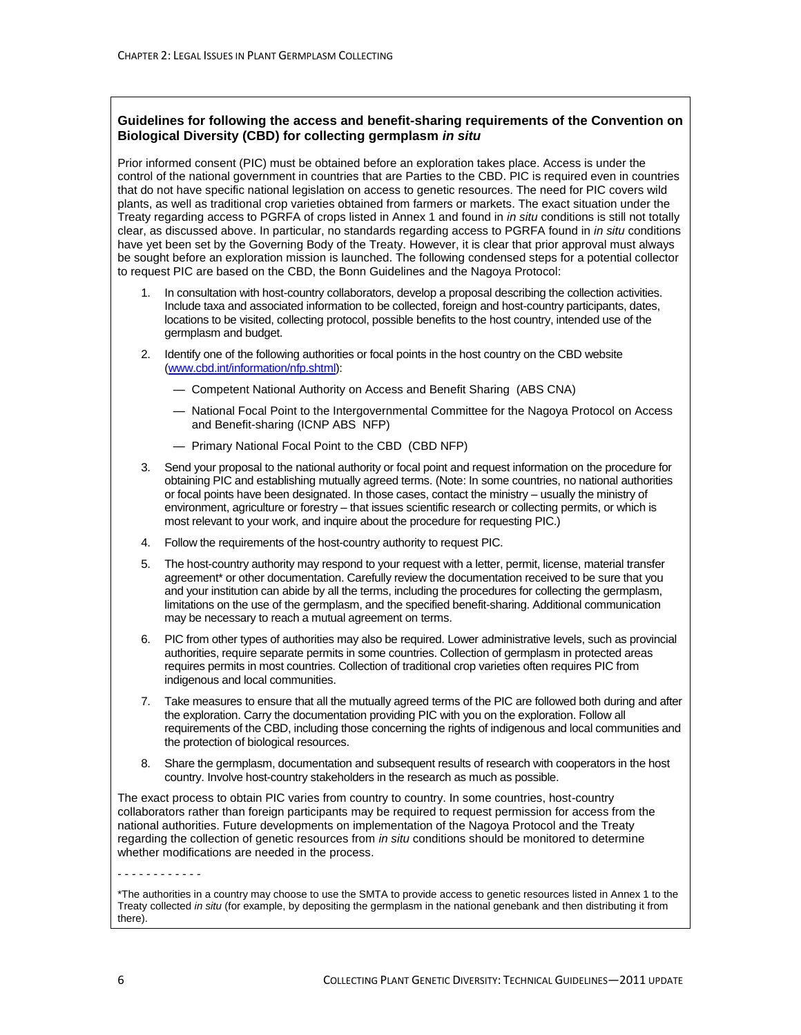**Guidelines for following the access and benefit-sharing requirements of the Convention on Biological Diversity (CBD) for collecting germplasm *in situ***

Prior informed consent (PIC) must be obtained before an exploration takes place. Access is under the control of the national government in countries that are Parties to the CBD. PIC is required even in countries that do not have specific national legislation on access to genetic resources. The need for PIC covers wild plants, as well as traditional crop varieties obtained from farmers or markets. The exact situation under the Treaty regarding access to PGRFA of crops listed in Annex 1 and found in *in situ* conditions is still not totally clear, as discussed above. In particular, no standards regarding access to PGRFA found in *in situ* conditions have yet been set by the Governing Body of the Treaty. However, it is clear that prior approval must always be sought before an exploration mission is launched. The following condensed steps for a potential collector to request PIC are based on the CBD, the Bonn Guidelines and the Nagoya Protocol:

1. In consultation with host-country collaborators, develop a proposal describing the collection activities. Include taxa and associated information to be collected, foreign and host-country participants, dates, locations to be visited, collecting protocol, possible benefits to the host country, intended use of the germplasm and budget.
2. Identify one of the following authorities or focal points in the host country on the CBD website (www.cbd.int/information/nfp.shtml):
   - Competent National Authority on Access and Benefit Sharing (ABS CNA)
   - National Focal Point to the Intergovernmental Committee for the Nagoya Protocol on Access and Benefit-sharing (ICNP ABS NFP)
   - Primary National Focal Point to the CBD (CBD NFP)
3. Send your proposal to the national authority or focal point and request information on the procedure for obtaining PIC and establishing mutually agreed terms. (Note: In some countries, no national authorities or focal points have been designated. In those cases, contact the ministry – usually the ministry of environment, agriculture or forestry – that issues scientific research or collecting permits, or which is most relevant to your work, and inquire about the procedure for requesting PIC.)
4. Follow the requirements of the host-country authority to request PIC.
5. The host-country authority may respond to your request with a letter, permit, license, material transfer agreement* or other documentation. Carefully review the documentation received to be sure that you and your institution can abide by all the terms, including the procedures for collecting the germplasm, limitations on the use of the germplasm, and the specified benefit-sharing. Additional communication may be necessary to reach a mutual agreement on terms.
6. PIC from other types of authorities may also be required. Lower administrative levels, such as provincial authorities, require separate permits in some countries. Collection of germplasm in protected areas requires permits in most countries. Collection of traditional crop varieties often requires PIC from indigenous and local communities.
7. Take measures to ensure that all the mutually agreed terms of the PIC are followed both during and after the exploration. Carry the documentation providing PIC with you on the exploration. Follow all requirements of the CBD, including those concerning the rights of indigenous and local communities and the protection of biological resources.
8. Share the germplasm, documentation and subsequent results of research with cooperators in the host country. Involve host-country stakeholders in the research as much as possible.

The exact process to obtain PIC varies from country to country. In some countries, host-country collaborators rather than foreign participants may be required to request permission for access from the national authorities. Future developments on implementation of the Nagoya Protocol and the Treaty regarding the collection of genetic resources from *in situ* conditions should be monitored to determine whether modifications are needed in the process.

- - - - - - - - - - - -

*The authorities in a country may choose to use the SMTA to provide access to genetic resources listed in Annex 1 to the Treaty collected *in situ* (for example, by depositing the germplasm in the national genebank and then distributing it from there).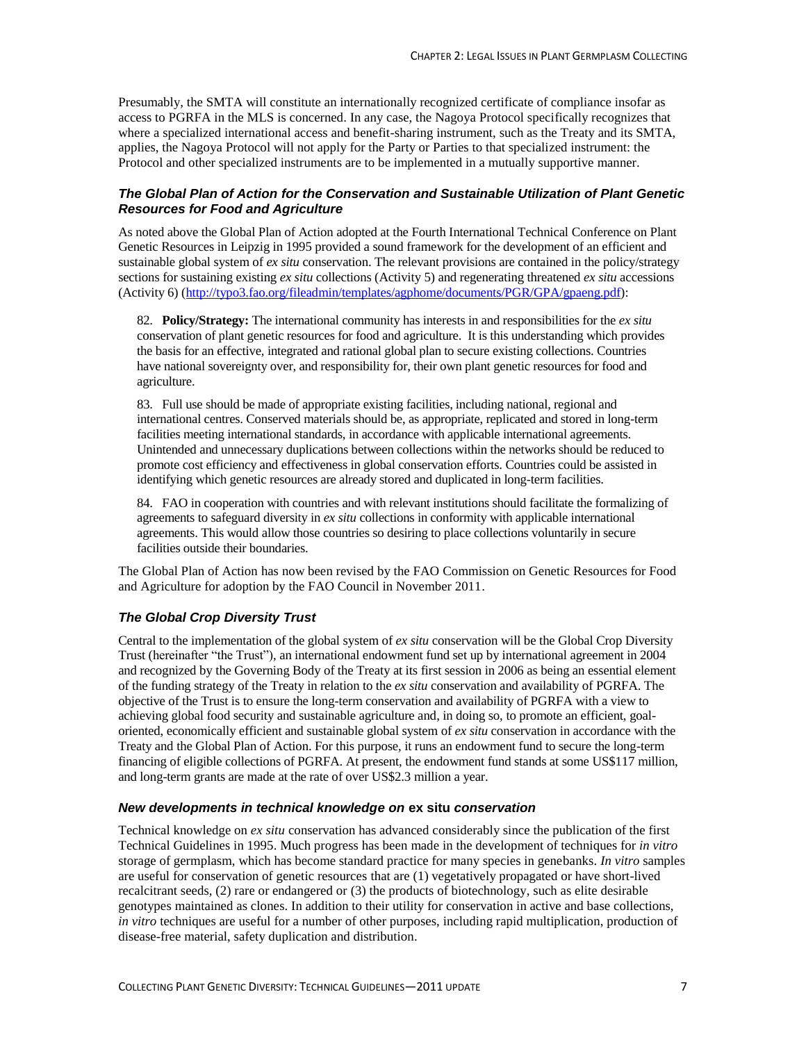Presumably, the SMTA will constitute an internationally recognized certificate of compliance insofar as access to PGRFA in the MLS is concerned. In any case, the Nagoya Protocol specifically recognizes that where a specialized international access and benefit-sharing instrument, such as the Treaty and its SMTA, applies, the Nagoya Protocol will not apply for the Party or Parties to that specialized instrument: the Protocol and other specialized instruments are to be implemented in a mutually supportive manner.

### *The Global Plan of Action for the Conservation and Sustainable Utilization of Plant Genetic Resources for Food and Agriculture*

As noted above the Global Plan of Action adopted at the Fourth International Technical Conference on Plant Genetic Resources in Leipzig in 1995 provided a sound framework for the development of an efficient and sustainable global system of *ex situ* conservation. The relevant provisions are contained in the policy/strategy sections for sustaining existing *ex situ* collections (Activity 5) and regenerating threatened *ex situ* accessions (Activity 6) (http://typo3.fao.org/fileadmin/templates/agphome/documents/PGR/GPA/gpaeng.pdf):

> 82. **Policy/Strategy:** The international community has interests in and responsibilities for the *ex situ* conservation of plant genetic resources for food and agriculture. It is this understanding which provides the basis for an effective, integrated and rational global plan to secure existing collections. Countries have national sovereignty over, and responsibility for, their own plant genetic resources for food and agriculture.
>
> 83. Full use should be made of appropriate existing facilities, including national, regional and international centres. Conserved materials should be, as appropriate, replicated and stored in long-term facilities meeting international standards, in accordance with applicable international agreements. Unintended and unnecessary duplications between collections within the networks should be reduced to promote cost efficiency and effectiveness in global conservation efforts. Countries could be assisted in identifying which genetic resources are already stored and duplicated in long-term facilities.
>
> 84. FAO in cooperation with countries and with relevant institutions should facilitate the formalizing of agreements to safeguard diversity in *ex situ* collections in conformity with applicable international agreements. This would allow those countries so desiring to place collections voluntarily in secure facilities outside their boundaries.

The Global Plan of Action has now been revised by the FAO Commission on Genetic Resources for Food and Agriculture for adoption by the FAO Council in November 2011.

### *The Global Crop Diversity Trust*

Central to the implementation of the global system of *ex situ* conservation will be the Global Crop Diversity Trust (hereinafter "the Trust"), an international endowment fund set up by international agreement in 2004 and recognized by the Governing Body of the Treaty at its first session in 2006 as being an essential element of the funding strategy of the Treaty in relation to the *ex situ* conservation and availability of PGRFA. The objective of the Trust is to ensure the long-term conservation and availability of PGRFA with a view to achieving global food security and sustainable agriculture and, in doing so, to promote an efficient, goal-oriented, economically efficient and sustainable global system of *ex situ* conservation in accordance with the Treaty and the Global Plan of Action. For this purpose, it runs an endowment fund to secure the long-term financing of eligible collections of PGRFA. At present, the endowment fund stands at some US$117 million, and long-term grants are made at the rate of over US$2.3 million a year.

### *New developments in technical knowledge on* ex situ *conservation*

Technical knowledge on *ex situ* conservation has advanced considerably since the publication of the first Technical Guidelines in 1995. Much progress has been made in the development of techniques for *in vitro* storage of germplasm, which has become standard practice for many species in genebanks. *In vitro* samples are useful for conservation of genetic resources that are (1) vegetatively propagated or have short-lived recalcitrant seeds, (2) rare or endangered or (3) the products of biotechnology, such as elite desirable genotypes maintained as clones. In addition to their utility for conservation in active and base collections, *in vitro* techniques are useful for a number of other purposes, including rapid multiplication, production of disease-free material, safety duplication and distribution.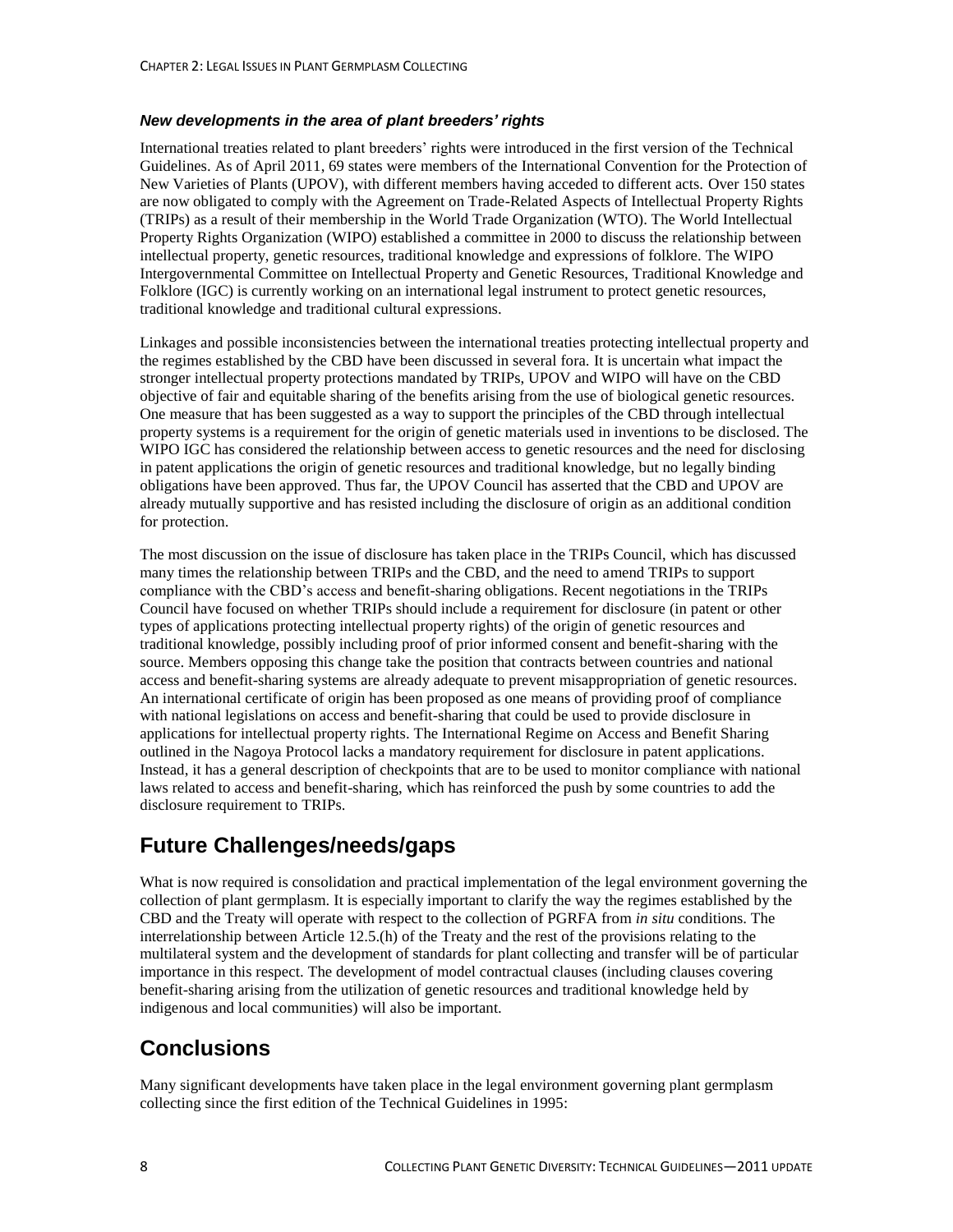### *New developments in the area of plant breeders' rights*

International treaties related to plant breeders' rights were introduced in the first version of the Technical Guidelines. As of April 2011, 69 states were members of the International Convention for the Protection of New Varieties of Plants (UPOV), with different members having acceded to different acts. Over 150 states are now obligated to comply with the Agreement on Trade-Related Aspects of Intellectual Property Rights (TRIPs) as a result of their membership in the World Trade Organization (WTO). The World Intellectual Property Rights Organization (WIPO) established a committee in 2000 to discuss the relationship between intellectual property, genetic resources, traditional knowledge and expressions of folklore. The WIPO Intergovernmental Committee on Intellectual Property and Genetic Resources, Traditional Knowledge and Folklore (IGC) is currently working on an international legal instrument to protect genetic resources, traditional knowledge and traditional cultural expressions.

Linkages and possible inconsistencies between the international treaties protecting intellectual property and the regimes established by the CBD have been discussed in several fora. It is uncertain what impact the stronger intellectual property protections mandated by TRIPs, UPOV and WIPO will have on the CBD objective of fair and equitable sharing of the benefits arising from the use of biological genetic resources. One measure that has been suggested as a way to support the principles of the CBD through intellectual property systems is a requirement for the origin of genetic materials used in inventions to be disclosed. The WIPO IGC has considered the relationship between access to genetic resources and the need for disclosing in patent applications the origin of genetic resources and traditional knowledge, but no legally binding obligations have been approved. Thus far, the UPOV Council has asserted that the CBD and UPOV are already mutually supportive and has resisted including the disclosure of origin as an additional condition for protection.

The most discussion on the issue of disclosure has taken place in the TRIPs Council, which has discussed many times the relationship between TRIPs and the CBD, and the need to amend TRIPs to support compliance with the CBD's access and benefit-sharing obligations. Recent negotiations in the TRIPs Council have focused on whether TRIPs should include a requirement for disclosure (in patent or other types of applications protecting intellectual property rights) of the origin of genetic resources and traditional knowledge, possibly including proof of prior informed consent and benefit-sharing with the source. Members opposing this change take the position that contracts between countries and national access and benefit-sharing systems are already adequate to prevent misappropriation of genetic resources. An international certificate of origin has been proposed as one means of providing proof of compliance with national legislations on access and benefit-sharing that could be used to provide disclosure in applications for intellectual property rights. The International Regime on Access and Benefit Sharing outlined in the Nagoya Protocol lacks a mandatory requirement for disclosure in patent applications. Instead, it has a general description of checkpoints that are to be used to monitor compliance with national laws related to access and benefit-sharing, which has reinforced the push by some countries to add the disclosure requirement to TRIPs.

## Future Challenges/needs/gaps

What is now required is consolidation and practical implementation of the legal environment governing the collection of plant germplasm. It is especially important to clarify the way the regimes established by the CBD and the Treaty will operate with respect to the collection of PGRFA from *in situ* conditions. The interrelationship between Article 12.5.(h) of the Treaty and the rest of the provisions relating to the multilateral system and the development of standards for plant collecting and transfer will be of particular importance in this respect. The development of model contractual clauses (including clauses covering benefit-sharing arising from the utilization of genetic resources and traditional knowledge held by indigenous and local communities) will also be important.

## Conclusions

Many significant developments have taken place in the legal environment governing plant germplasm collecting since the first edition of the Technical Guidelines in 1995: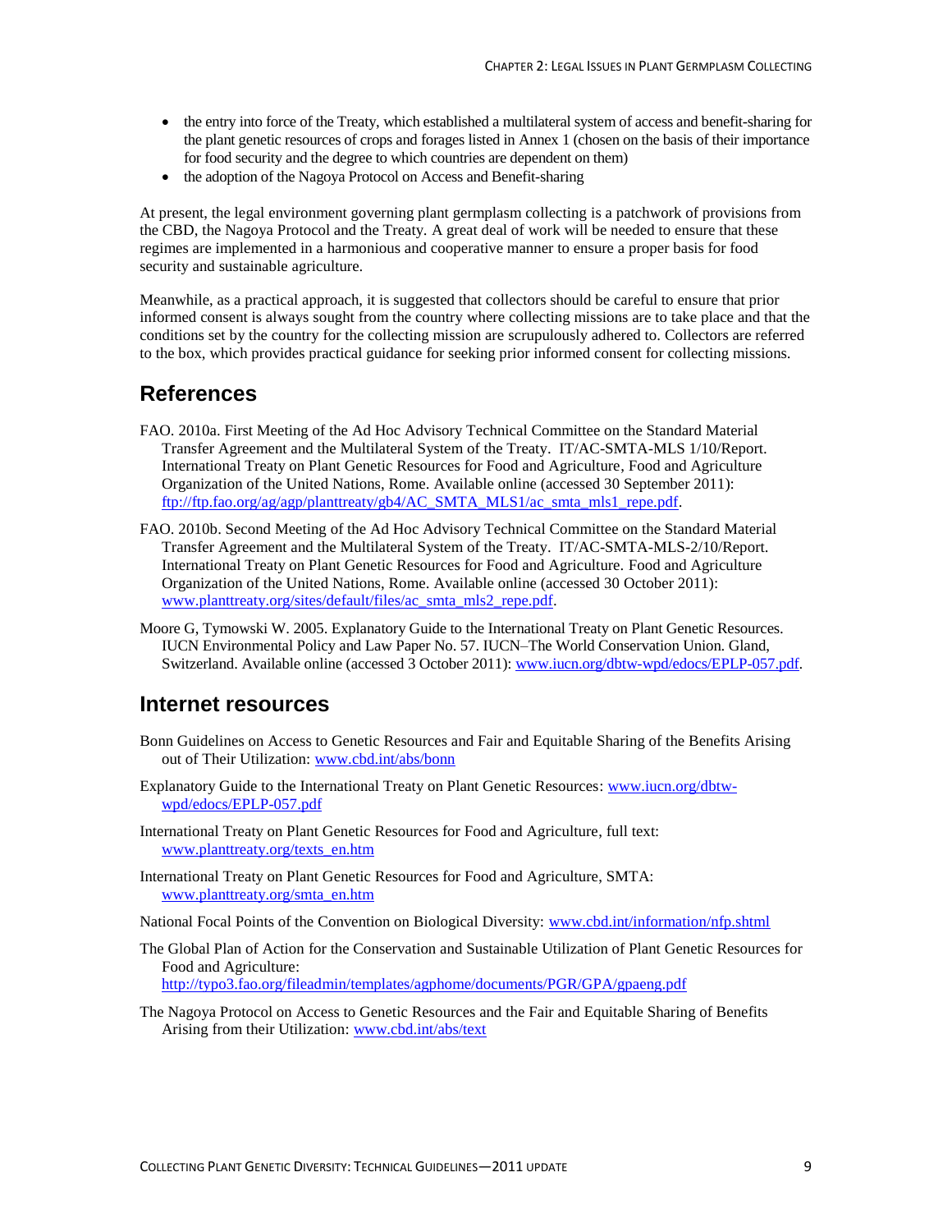- the entry into force of the Treaty, which established a multilateral system of access and benefit-sharing for the plant genetic resources of crops and forages listed in Annex 1 (chosen on the basis of their importance for food security and the degree to which countries are dependent on them)
- the adoption of the Nagoya Protocol on Access and Benefit-sharing

At present, the legal environment governing plant germplasm collecting is a patchwork of provisions from the CBD, the Nagoya Protocol and the Treaty. A great deal of work will be needed to ensure that these regimes are implemented in a harmonious and cooperative manner to ensure a proper basis for food security and sustainable agriculture.

Meanwhile, as a practical approach, it is suggested that collectors should be careful to ensure that prior informed consent is always sought from the country where collecting missions are to take place and that the conditions set by the country for the collecting mission are scrupulously adhered to. Collectors are referred to the box, which provides practical guidance for seeking prior informed consent for collecting missions.

## References

FAO. 2010a. First Meeting of the Ad Hoc Advisory Technical Committee on the Standard Material Transfer Agreement and the Multilateral System of the Treaty. IT/AC-SMTA-MLS 1/10/Report. International Treaty on Plant Genetic Resources for Food and Agriculture, Food and Agriculture Organization of the United Nations, Rome. Available online (accessed 30 September 2011): ftp://ftp.fao.org/ag/agp/planttreaty/gb4/AC_SMTA_MLS1/ac_smta_mls1_repe.pdf.

FAO. 2010b. Second Meeting of the Ad Hoc Advisory Technical Committee on the Standard Material Transfer Agreement and the Multilateral System of the Treaty. IT/AC-SMTA-MLS-2/10/Report. International Treaty on Plant Genetic Resources for Food and Agriculture. Food and Agriculture Organization of the United Nations, Rome. Available online (accessed 30 October 2011): www.planttreaty.org/sites/default/files/ac_smta_mls2_repe.pdf.

Moore G, Tymowski W. 2005. Explanatory Guide to the International Treaty on Plant Genetic Resources. IUCN Environmental Policy and Law Paper No. 57. IUCN–The World Conservation Union. Gland, Switzerland. Available online (accessed 3 October 2011): www.iucn.org/dbtw-wpd/edocs/EPLP-057.pdf.

## Internet resources

Bonn Guidelines on Access to Genetic Resources and Fair and Equitable Sharing of the Benefits Arising out of Their Utilization: www.cbd.int/abs/bonn

Explanatory Guide to the International Treaty on Plant Genetic Resources: www.iucn.org/dbtw-wpd/edocs/EPLP-057.pdf

International Treaty on Plant Genetic Resources for Food and Agriculture, full text: www.planttreaty.org/texts_en.htm

International Treaty on Plant Genetic Resources for Food and Agriculture, SMTA: www.planttreaty.org/smta_en.htm

National Focal Points of the Convention on Biological Diversity: www.cbd.int/information/nfp.shtml

The Global Plan of Action for the Conservation and Sustainable Utilization of Plant Genetic Resources for Food and Agriculture: http://typo3.fao.org/fileadmin/templates/agphome/documents/PGR/GPA/gpaeng.pdf

The Nagoya Protocol on Access to Genetic Resources and the Fair and Equitable Sharing of Benefits Arising from their Utilization: www.cbd.int/abs/text